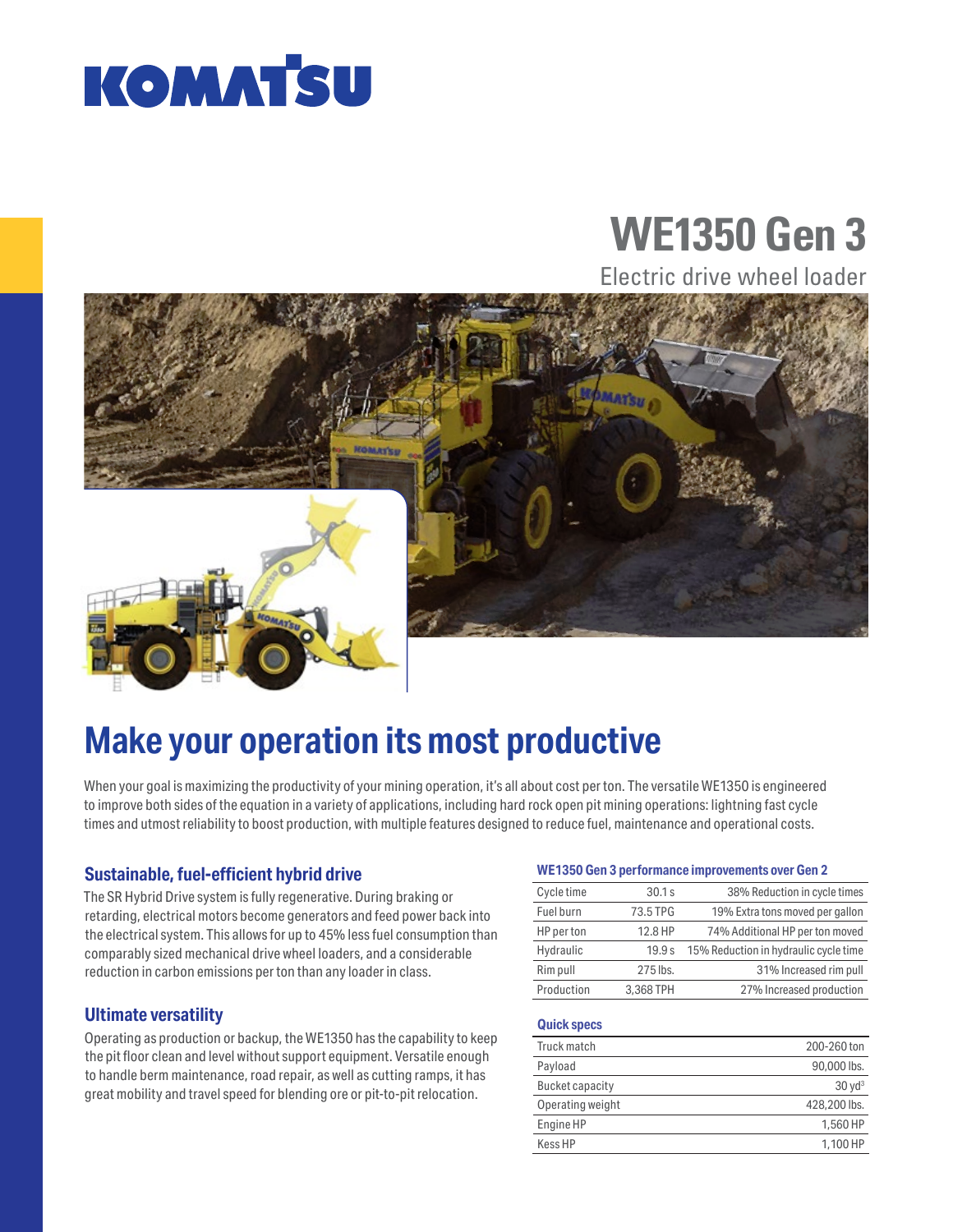KOMATSU

# WE1350 Gen 3

Electric drive wheel loader

## Make your operation its most productive

When your goal is maximizing the productivity of your mining operation, it's all about cost per ton. The versatile WE1350 is engineered to improve both sides of the equation in a variety of applications, including hard rock open pit mining operations: lightning fast cycle times and utmost reliability to boost production, with multiple features designed to reduce fuel, maintenance and operational costs.

### Sustainable, fuel-efficient hybrid drive

The SR Hybrid Drive system is fully regenerative. During braking or retarding, electrical motors become generators and feed power back into the electrical system. This allows for up to 45% less fuel consumption than comparably sized mechanical drive wheel loaders, and a considerable reduction in carbon emissions per ton than any loader in class.

### Ultimate versatility

Operating as production or backup, the WE1350 has the capability to keep the pit floor clean and level without support equipment. Versatile enough to handle berm maintenance, road repair, as well as cutting ramps, it has great mobility and travel speed for blending ore or pit-to-pit relocation.

#### WE1350 Gen 3 performance improvements over Gen 2

| | | |
|---|---|---|
| Cycle time | 30.1 s | 38% Reduction in cycle times |
| Fuel burn | 73.5 TPG | 19% Extra tons moved per gallon |
| HP per ton | 12.8 HP | 74% Additional HP per ton moved |
| Hydraulic | 19.9 s | 15% Reduction in hydraulic cycle time |
| Rim pull | 275 lbs. | 31% Increased rim pull |
| Production | 3,368 TPH | 27% Increased production |

#### Quick specs

| | |
|---|---|
| Truck match | 200-260 ton |
| Payload | 90,000 lbs. |
| Bucket capacity | 30 $yd^3$ |
| Operating weight | 428,200 lbs. |
| Engine HP | 1,560 HP |
| Kess HP | 1,100 HP |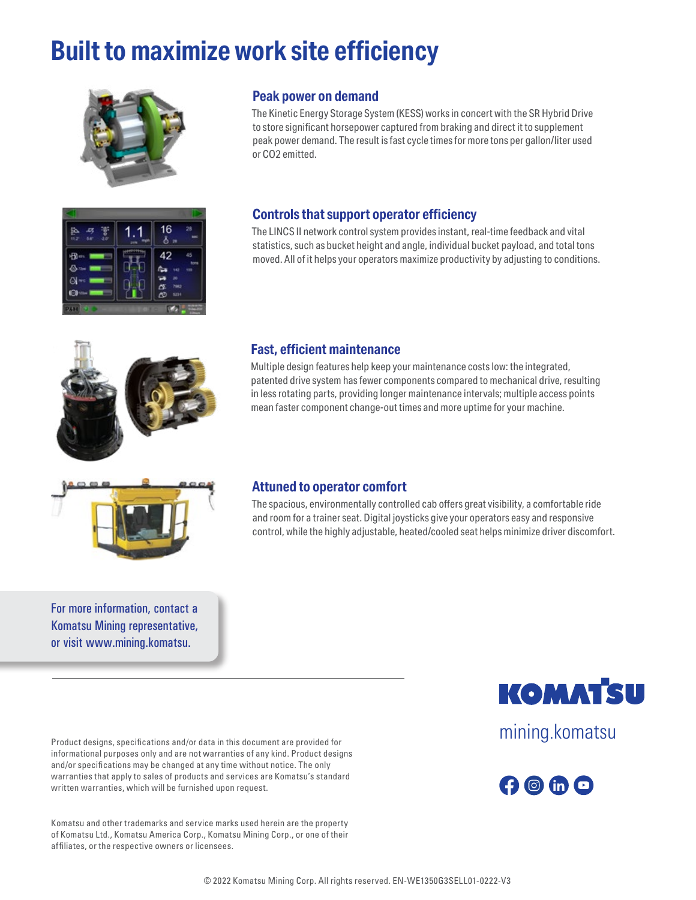# Built to maximize work site efficiency

## Peak power on demand

The Kinetic Energy Storage System (KESS) works in concert with the SR Hybrid Drive to store significant horsepower captured from braking and direct it to supplement peak power demand. The result is fast cycle times for more tons per gallon/liter used or $CO_2$ emitted.

## Controls that support operator efficiency

The LINCS II network control system provides instant, real-time feedback and vital statistics, such as bucket height and angle, individual bucket payload, and total tons moved. All of it helps your operators maximize productivity by adjusting to conditions.

## Fast, efficient maintenance

Multiple design features help keep your maintenance costs low: the integrated, patented drive system has fewer components compared to mechanical drive, resulting in less rotating parts, providing longer maintenance intervals; multiple access points mean faster component change-out times and more uptime for your machine.

## Attuned to operator comfort

The spacious, environmentally controlled cab offers great visibility, a comfortable ride and room for a trainer seat. Digital joysticks give your operators easy and responsive control, while the highly adjustable, heated/cooled seat helps minimize driver discomfort.

For more information, contact a Komatsu Mining representative, or visit www.mining.komatsu.

KOMATSU

mining.komatsu

Product designs, specifications and/or data in this document are provided for informational purposes only and are not warranties of any kind. Product designs and/or specifications may be changed at any time without notice. The only warranties that apply to sales of products and services are Komatsu's standard written warranties, which will be furnished upon request.

Komatsu and other trademarks and service marks used herein are the property of Komatsu Ltd., Komatsu America Corp., Komatsu Mining Corp., or one of their affiliates, or the respective owners or licensees.

© 2022 Komatsu Mining Corp. All rights reserved. EN-WE1350G3SELL01-0222-V3